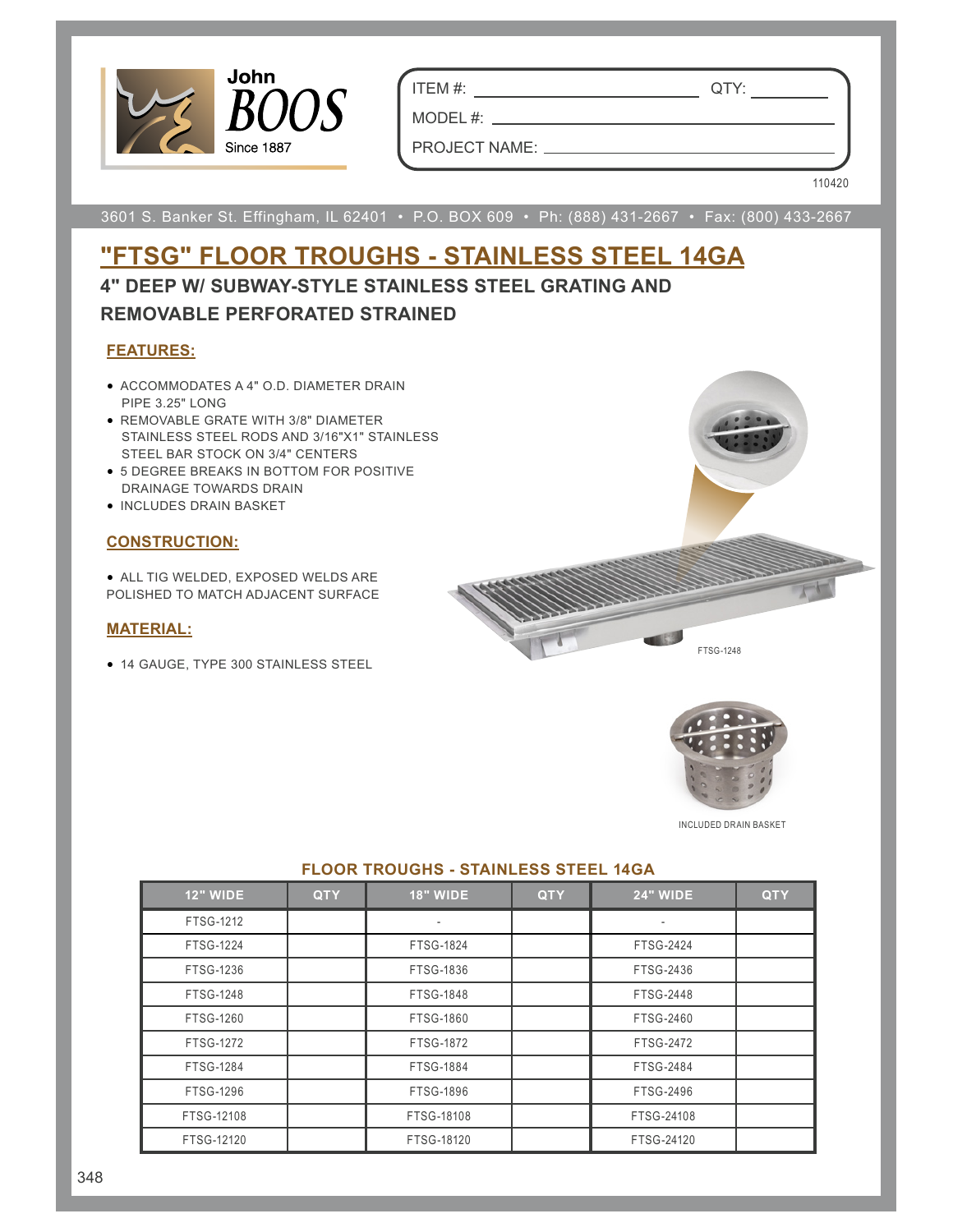John BOOS Since 1887

ITEM #: ______________________ QTY: __________

MODEL #: ______________________

PROJECT NAME: ______________________

110420

3601 S. Banker St. Effingham, IL 62401 • P.O. BOX 609 • Ph: (888) 431-2667 • Fax: (800) 433-2667

# "FTSG" FLOOR TROUGHS - STAINLESS STEEL 14GA

## 4" DEEP W/ SUBWAY-STYLE STAINLESS STEEL GRATING AND REMOVABLE PERFORATED STRAINED

### FEATURES:

- ACCOMMODATES A 4" O.D. DIAMETER DRAIN PIPE 3.25" LONG
- REMOVABLE GRATE WITH 3/8" DIAMETER STAINLESS STEEL RODS AND 3/16"X1" STAINLESS STEEL BAR STOCK ON 3/4" CENTERS
- 5 DEGREE BREAKS IN BOTTOM FOR POSITIVE DRAINAGE TOWARDS DRAIN
- INCLUDES DRAIN BASKET

### CONSTRUCTION:

- ALL TIG WELDED, EXPOSED WELDS ARE POLISHED TO MATCH ADJACENT SURFACE

### MATERIAL:

- 14 GAUGE, TYPE 300 STAINLESS STEEL

FTSG-1248

INCLUDED DRAIN BASKET

### FLOOR TROUGHS - STAINLESS STEEL 14GA

| 12" WIDE | QTY | 18" WIDE | QTY | 24" WIDE | QTY |
|---|---|---|---|---|---|
| FTSG-1212 | | - | | - | |
| FTSG-1224 | | FTSG-1824 | | FTSG-2424 | |
| FTSG-1236 | | FTSG-1836 | | FTSG-2436 | |
| FTSG-1248 | | FTSG-1848 | | FTSG-2448 | |
| FTSG-1260 | | FTSG-1860 | | FTSG-2460 | |
| FTSG-1272 | | FTSG-1872 | | FTSG-2472 | |
| FTSG-1284 | | FTSG-1884 | | FTSG-2484 | |
| FTSG-1296 | | FTSG-1896 | | FTSG-2496 | |
| FTSG-12108 | | FTSG-18108 | | FTSG-24108 | |
| FTSG-12120 | | FTSG-18120 | | FTSG-24120 | |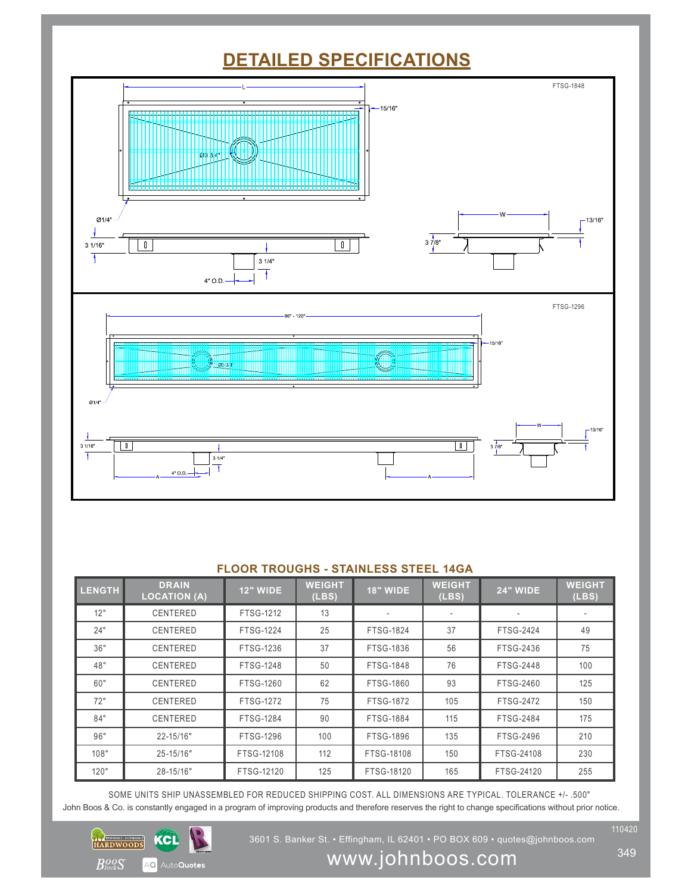# DETAILED SPECIFICATIONS

FTSG-1848

L

15/16"

Ø3 3/4"

Ø1/4"

3 1/16"

3 1/4"

4" O.D.

W

13/16"

3 7/8"

FTSG-1296

96" - 120"

15/16"

Ø3 3/4"

Ø1/4"

3 1/16"

3 1/4"

4" O.D.

A

A

W

13/16"

3 7/8"

### FLOOR TROUGHS - STAINLESS STEEL 14GA

| LENGTH | DRAIN LOCATION (A) | 12" WIDE | WEIGHT (LBS) | 18" WIDE | WEIGHT (LBS) | 24" WIDE | WEIGHT (LBS) |
|---|---|---|---|---|---|---|---|
| 12" | CENTERED | FTSG-1212 | 13 | - | - | - | - |
| 24" | CENTERED | FTSG-1224 | 25 | FTSG-1824 | 37 | FTSG-2424 | 49 |
| 36" | CENTERED | FTSG-1236 | 37 | FTSG-1836 | 56 | FTSG-2436 | 75 |
| 48" | CENTERED | FTSG-1248 | 50 | FTSG-1848 | 76 | FTSG-2448 | 100 |
| 60" | CENTERED | FTSG-1260 | 62 | FTSG-1860 | 93 | FTSG-2460 | 125 |
| 72" | CENTERED | FTSG-1272 | 75 | FTSG-1872 | 105 | FTSG-2472 | 150 |
| 84" | CENTERED | FTSG-1284 | 90 | FTSG-1884 | 115 | FTSG-2484 | 175 |
| 96" | 22-15/16" | FTSG-1296 | 100 | FTSG-1896 | 135 | FTSG-2496 | 210 |
| 108" | 25-15/16" | FTSG-12108 | 112 | FTSG-18108 | 150 | FTSG-24108 | 230 |
| 120" | 28-15/16" | FTSG-12120 | 125 | FTSG-18120 | 165 | FTSG-24120 | 255 |

SOME UNITS SHIP UNASSEMBLED FOR REDUCED SHIPPING COST. ALL DIMENSIONS ARE TYPICAL. TOLERANCE +/- .500"

John Boos & Co. is constantly engaged in a program of improving products and therefore reserves the right to change specifications without prior notice.

3601 S. Banker St. • Effingham, IL 62401 • PO BOX 609 • quotes@johnboos.com

www.johnboos.com

110420